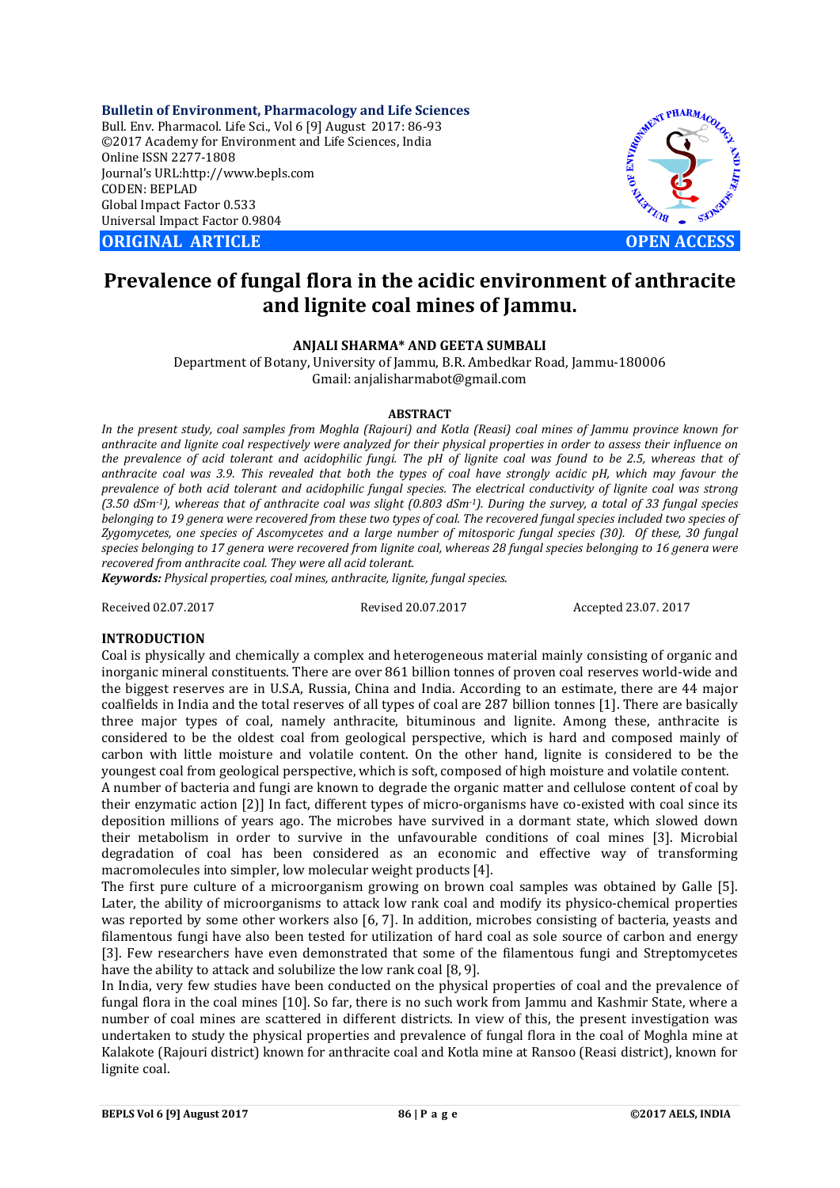**Bulletin of Environment, Pharmacology and Life Sciences**
Bull. Env. Pharmacol. Life Sci., Vol 6 [9] August 2017: 86-93
©2017 Academy for Environment and Life Sciences, India
Online ISSN 2277-1808
Journal's URL:http://www.bepls.com
CODEN: BEPLAD
Global Impact Factor 0.533
Universal Impact Factor 0.9804

**ORIGINAL ARTICLE** **OPEN ACCESS**

# Prevalence of fungal flora in the acidic environment of anthracite and lignite coal mines of Jammu.

**ANJALI SHARMA\* AND GEETA SUMBALI**

Department of Botany, University of Jammu, B.R. Ambedkar Road, Jammu-180006
Gmail: anjalisharmabot@gmail.com

## ABSTRACT

*In the present study, coal samples from Moghla (Rajouri) and Kotla (Reasi) coal mines of Jammu province known for anthracite and lignite coal respectively were analyzed for their physical properties in order to assess their influence on the prevalence of acid tolerant and acidophilic fungi. The pH of lignite coal was found to be 2.5, whereas that of anthracite coal was 3.9. This revealed that both the types of coal have strongly acidic pH, which may favour the prevalence of both acid tolerant and acidophilic fungal species. The electrical conductivity of lignite coal was strong (3.50 dSm$^{-1}$), whereas that of anthracite coal was slight (0.803 dSm$^{-1}$). During the survey, a total of 33 fungal species belonging to 19 genera were recovered from these two types of coal. The recovered fungal species included two species of Zygomycetes, one species of Ascomycetes and a large number of mitosporic fungal species (30). Of these, 30 fungal species belonging to 17 genera were recovered from lignite coal, whereas 28 fungal species belonging to 16 genera were recovered from anthracite coal. They were all acid tolerant.*

***Keywords:** Physical properties, coal mines, anthracite, lignite, fungal species.*

Received 02.07.2017 Revised 20.07.2017 Accepted 23.07. 2017

## INTRODUCTION

Coal is physically and chemically a complex and heterogeneous material mainly consisting of organic and inorganic mineral constituents. There are over 861 billion tonnes of proven coal reserves world-wide and the biggest reserves are in U.S.A, Russia, China and India. According to an estimate, there are 44 major coalfields in India and the total reserves of all types of coal are 287 billion tonnes [1]. There are basically three major types of coal, namely anthracite, bituminous and lignite. Among these, anthracite is considered to be the oldest coal from geological perspective, which is hard and composed mainly of carbon with little moisture and volatile content. On the other hand, lignite is considered to be the youngest coal from geological perspective, which is soft, composed of high moisture and volatile content.

A number of bacteria and fungi are known to degrade the organic matter and cellulose content of coal by their enzymatic action [2]] In fact, different types of micro-organisms have co-existed with coal since its deposition millions of years ago. The microbes have survived in a dormant state, which slowed down their metabolism in order to survive in the unfavourable conditions of coal mines [3]. Microbial degradation of coal has been considered as an economic and effective way of transforming macromolecules into simpler, low molecular weight products [4].

The first pure culture of a microorganism growing on brown coal samples was obtained by Galle [5]. Later, the ability of microorganisms to attack low rank coal and modify its physico-chemical properties was reported by some other workers also [6, 7]. In addition, microbes consisting of bacteria, yeasts and filamentous fungi have also been tested for utilization of hard coal as sole source of carbon and energy [3]. Few researchers have even demonstrated that some of the filamentous fungi and Streptomycetes have the ability to attack and solubilize the low rank coal [8, 9].

In India, very few studies have been conducted on the physical properties of coal and the prevalence of fungal flora in the coal mines [10]. So far, there is no such work from Jammu and Kashmir State, where a number of coal mines are scattered in different districts. In view of this, the present investigation was undertaken to study the physical properties and prevalence of fungal flora in the coal of Moghla mine at Kalakote (Rajouri district) known for anthracite coal and Kotla mine at Ransoo (Reasi district), known for lignite coal.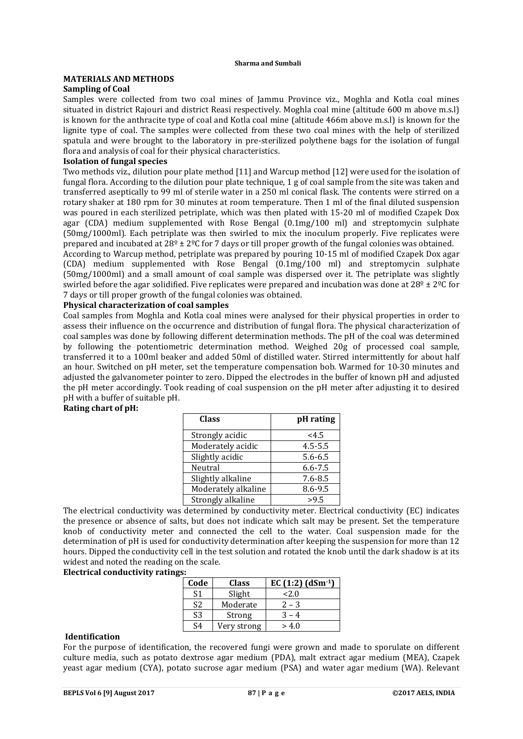## MATERIALS AND METHODS

### Sampling of Coal

Samples were collected from two coal mines of Jammu Province viz., Moghla and Kotla coal mines situated in district Rajouri and district Reasi respectively. Moghla coal mine (altitude 600 m above m.s.l) is known for the anthracite type of coal and Kotla coal mine (altitude 466m above m.s.l) is known for the lignite type of coal. The samples were collected from these two coal mines with the help of sterilized spatula and were brought to the laboratory in pre-sterilized polythene bags for the isolation of fungal flora and analysis of coal for their physical characteristics.

### Isolation of fungal species

Two methods viz., dilution pour plate method [11] and Warcup method [12] were used for the isolation of fungal flora. According to the dilution pour plate technique, 1 g of coal sample from the site was taken and transferred aseptically to 99 ml of sterile water in a 250 ml conical flask. The contents were stirred on a rotary shaker at 180 rpm for 30 minutes at room temperature. Then 1 ml of the final diluted suspension was poured in each sterilized petriplate, which was then plated with 15-20 ml of modified Czapek Dox agar (CDA) medium supplemented with Rose Bengal (0.1mg/100 ml) and streptomycin sulphate (50mg/1000ml). Each petriplate was then swirled to mix the inoculum properly. Five replicates were prepared and incubated at 28º ± 2ºC for 7 days or till proper growth of the fungal colonies was obtained.

According to Warcup method, petriplate was prepared by pouring 10-15 ml of modified Czapek Dox agar (CDA) medium supplemented with Rose Bengal (0.1mg/100 ml) and streptomycin sulphate (50mg/1000ml) and a small amount of coal sample was dispersed over it. The petriplate was slightly swirled before the agar solidified. Five replicates were prepared and incubation was done at 28º ± 2ºC for 7 days or till proper growth of the fungal colonies was obtained.

### Physical characterization of coal samples

Coal samples from Moghla and Kotla coal mines were analysed for their physical properties in order to assess their influence on the occurrence and distribution of fungal flora. The physical characterization of coal samples was done by following different determination methods. The pH of the coal was determined by following the potentiometric determination method. Weighed 20g of processed coal sample, transferred it to a 100ml beaker and added 50ml of distilled water. Stirred intermittently for about half an hour. Switched on pH meter, set the temperature compensation bob. Warmed for 10-30 minutes and adjusted the galvanometer pointer to zero. Dipped the electrodes in the buffer of known pH and adjusted the pH meter accordingly. Took reading of coal suspension on the pH meter after adjusting it to desired pH with a buffer of suitable pH.

**Rating chart of pH:**

| Class | pH rating |
|---|---|
| Strongly acidic | <4.5 |
| Moderately acidic | 4.5-5.5 |
| Slightly acidic | 5.6-6.5 |
| Neutral | 6.6-7.5 |
| Slightly alkaline | 7.6-8.5 |
| Moderately alkaline | 8.6-9.5 |
| Strongly alkaline | >9.5 |

The electrical conductivity was determined by conductivity meter. Electrical conductivity (EC) indicates the presence or absence of salts, but does not indicate which salt may be present. Set the temperature knob of conductivity meter and connected the cell to the water. Coal suspension made for the determination of pH is used for conductivity determination after keeping the suspension for more than 12 hours. Dipped the conductivity cell in the test solution and rotated the knob until the dark shadow is at its widest and noted the reading on the scale.

**Electrical conductivity ratings:**

| Code | Class | EC (1:2) ($dSm^{-1}$) |
|---|---|---|
| S1 | Slight | <2.0 |
| S2 | Moderate | 2 – 3 |
| S3 | Strong | 3 – 4 |
| S4 | Very strong | > 4.0 |

### Identification

For the purpose of identification, the recovered fungi were grown and made to sporulate on different culture media, such as potato dextrose agar medium (PDA), malt extract agar medium (MEA), Czapek yeast agar medium (CYA), potato sucrose agar medium (PSA) and water agar medium (WA). Relevant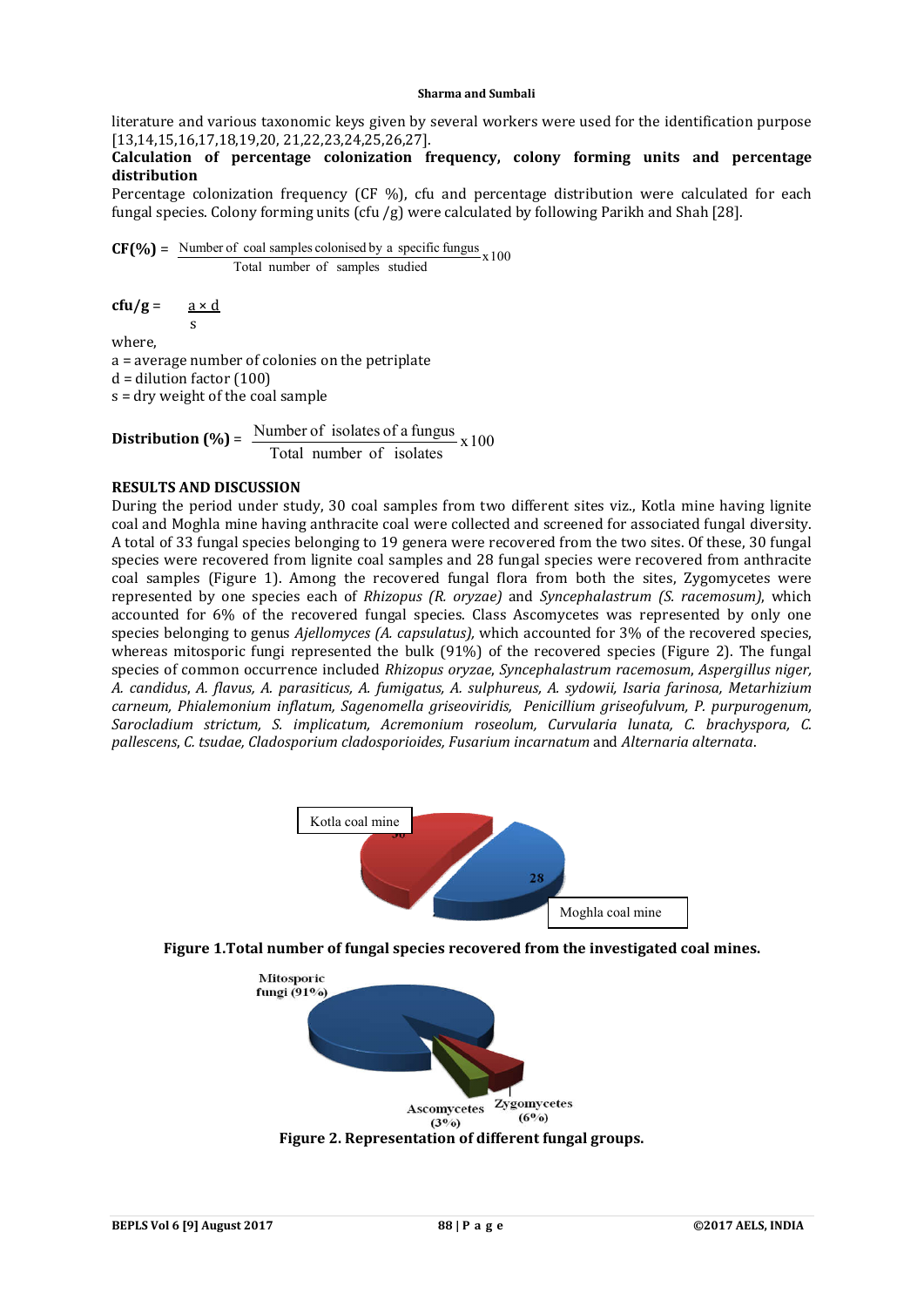literature and various taxonomic keys given by several workers were used for the identification purpose [13,14,15,16,17,18,19,20, 21,22,23,24,25,26,27].

**Calculation of percentage colonization frequency, colony forming units and percentage distribution**

Percentage colonization frequency (CF %), cfu and percentage distribution were calculated for each fungal species. Colony forming units (cfu /g) were calculated by following Parikh and Shah [28].

$$\textbf{CF(\%)} = \frac{\text{Number of coal samples colonised by a specific fungus}}{\text{Total number of samples studied}} \times 100$$

$$\textbf{cfu/g} = \frac{a \times d}{s}$$

where,

a = average number of colonies on the petriplate

d = dilution factor (100)

s = dry weight of the coal sample

$$\textbf{Distribution (\%)} = \frac{\text{Number of isolates of a fungus}}{\text{Total number of isolates}} \times 100$$

## RESULTS AND DISCUSSION

During the period under study, 30 coal samples from two different sites viz., Kotla mine having lignite coal and Moghla mine having anthracite coal were collected and screened for associated fungal diversity. A total of 33 fungal species belonging to 19 genera were recovered from the two sites. Of these, 30 fungal species were recovered from lignite coal samples and 28 fungal species were recovered from anthracite coal samples (Figure 1). Among the recovered fungal flora from both the sites, Zygomycetes were represented by one species each of *Rhizopus (R. oryzae)* and *Syncephalastrum (S. racemosum)*, which accounted for 6% of the recovered fungal species. Class Ascomycetes was represented by only one species belonging to genus *Ajellomyces (A. capsulatus)*, which accounted for 3% of the recovered species, whereas mitosporic fungi represented the bulk (91%) of the recovered species (Figure 2). The fungal species of common occurrence included *Rhizopus oryzae*, *Syncephalastrum racemosum*, *Aspergillus niger, A. candidus*, *A. flavus, A. parasiticus, A. fumigatus, A. sulphureus, A. sydowii, Isaria farinosa, Metarhizium carneum, Phialemonium inflatum, Sagenomella griseoviridis, Penicillium griseofulvum, P. purpurogenum, Sarocladium strictum, S. implicatum, Acremonium roseolum, Curvularia lunata, C. brachyspora, C. pallescens*, *C. tsudae, Cladosporium cladosporioides, Fusarium incarnatum* and *Alternaria alternata*.

Kotla coal mine

30

28

Moghla coal mine

**Figure 1.Total number of fungal species recovered from the investigated coal mines.**

Mitosporic fungi (91%)

Ascomycetes (3%)

Zygomycetes (6%)

**Figure 2. Representation of different fungal groups.**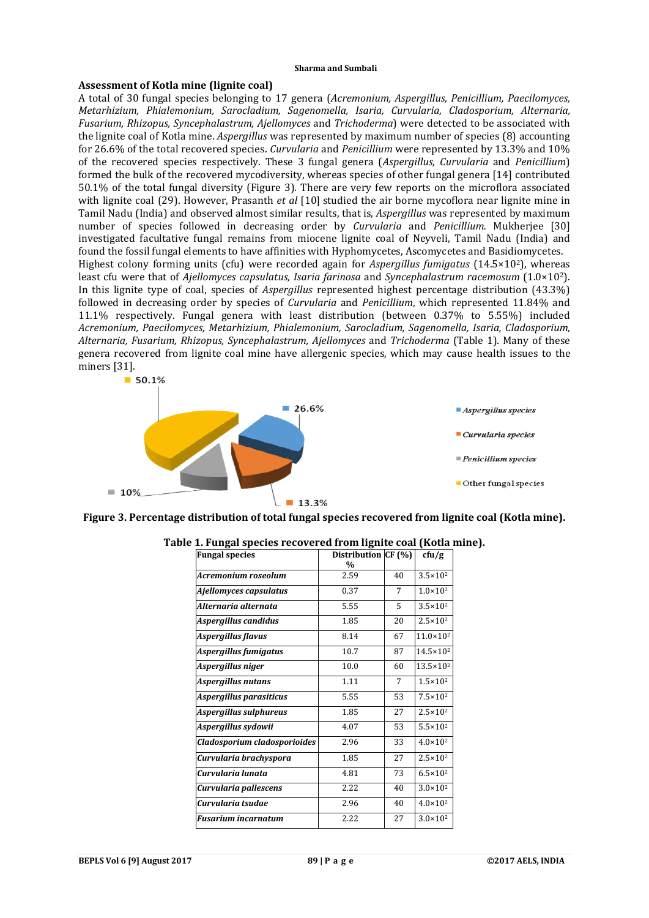### Assessment of Kotla mine (lignite coal)

A total of 30 fungal species belonging to 17 genera (*Acremonium, Aspergillus, Penicillium, Paecilomyces, Metarhizium, Phialemonium, Sarocladium, Sagenomella, Isaria, Curvularia, Cladosporium, Alternaria, Fusarium, Rhizopus, Syncephalastrum, Ajellomyces* and *Trichoderma*) were detected to be associated with the lignite coal of Kotla mine. *Aspergillus* was represented by maximum number of species (8) accounting for 26.6% of the total recovered species. *Curvularia* and *Penicillium* were represented by 13.3% and 10% of the recovered species respectively. These 3 fungal genera (*Aspergillus, Curvularia* and *Penicillium*) formed the bulk of the recovered mycodiversity, whereas species of other fungal genera [14] contributed 50.1% of the total fungal diversity (Figure 3). There are very few reports on the microflora associated with lignite coal (29). However, Prasanth *et al* [10] studied the air borne mycoflora near lignite mine in Tamil Nadu (India) and observed almost similar results, that is, *Aspergillus* was represented by maximum number of species followed in decreasing order by *Curvularia* and *Penicillium.* Mukherjee [30] investigated facultative fungal remains from miocene lignite coal of Neyveli, Tamil Nadu (India) and found the fossil fungal elements to have affinities with Hyphomycetes, Ascomycetes and Basidiomycetes.

Highest colony forming units (cfu) were recorded again for *Aspergillus fumigatus* ($14.5 \times 10^2$), whereas least cfu were that of *Ajellomyces capsulatus, Isaria farinosa* and *Syncephalastrum racemosum* ($1.0 \times 10^2$). In this lignite type of coal, species of *Aspergillus* represented highest percentage distribution (43.3%) followed in decreasing order by species of *Curvularia* and *Penicillium*, which represented 11.84% and 11.1% respectively. Fungal genera with least distribution (between 0.37% to 5.55%) included *Acremonium, Paecilomyces, Metarhizium, Phialemonium, Sarocladium, Sagenomella, Isaria, Cladosporium, Alternaria, Fusarium, Rhizopus, Syncephalastrum, Ajellomyces* and *Trichoderma* (Table 1). Many of these genera recovered from lignite coal mine have allergenic species, which may cause health issues to the miners [31].

50.1%
26.6%
13.3%
10%
*Aspergillus species*
*Curvularia species*
*Penicillium species*
Other fungal species

**Figure 3. Percentage distribution of total fungal species recovered from lignite coal (Kotla mine).**

**Table 1. Fungal species recovered from lignite coal (Kotla mine).**

| Fungal species | Distribution % | CF (%) | cfu/g |
|---|---|---|---|
| *Acremonium roseolum* | 2.59 | 40 | $3.5 \times 10^2$ |
| *Ajellomyces capsulatus* | 0.37 | 7 | $1.0 \times 10^2$ |
| *Alternaria alternata* | 5.55 | 5 | $3.5 \times 10^2$ |
| *Aspergillus candidus* | 1.85 | 20 | $2.5 \times 10^2$ |
| *Aspergillus flavus* | 8.14 | 67 | $11.0 \times 10^2$ |
| *Aspergillus fumigatus* | 10.7 | 87 | $14.5 \times 10^2$ |
| *Aspergillus niger* | 10.0 | 60 | $13.5 \times 10^2$ |
| *Aspergillus nutans* | 1.11 | 7 | $1.5 \times 10^2$ |
| *Aspergillus parasiticus* | 5.55 | 53 | $7.5 \times 10^2$ |
| *Aspergillus sulphureus* | 1.85 | 27 | $2.5 \times 10^2$ |
| *Aspergillus sydowii* | 4.07 | 53 | $5.5 \times 10^2$ |
| *Cladosporium cladosporioides* | 2.96 | 33 | $4.0 \times 10^2$ |
| *Curvularia brachyspora* | 1.85 | 27 | $2.5 \times 10^2$ |
| *Curvularia lunata* | 4.81 | 73 | $6.5 \times 10^2$ |
| *Curvularia pallescens* | 2.22 | 40 | $3.0 \times 10^2$ |
| *Curvularia tsudae* | 2.96 | 40 | $4.0 \times 10^2$ |
| *Fusarium incarnatum* | 2.22 | 27 | $3.0 \times 10^2$ |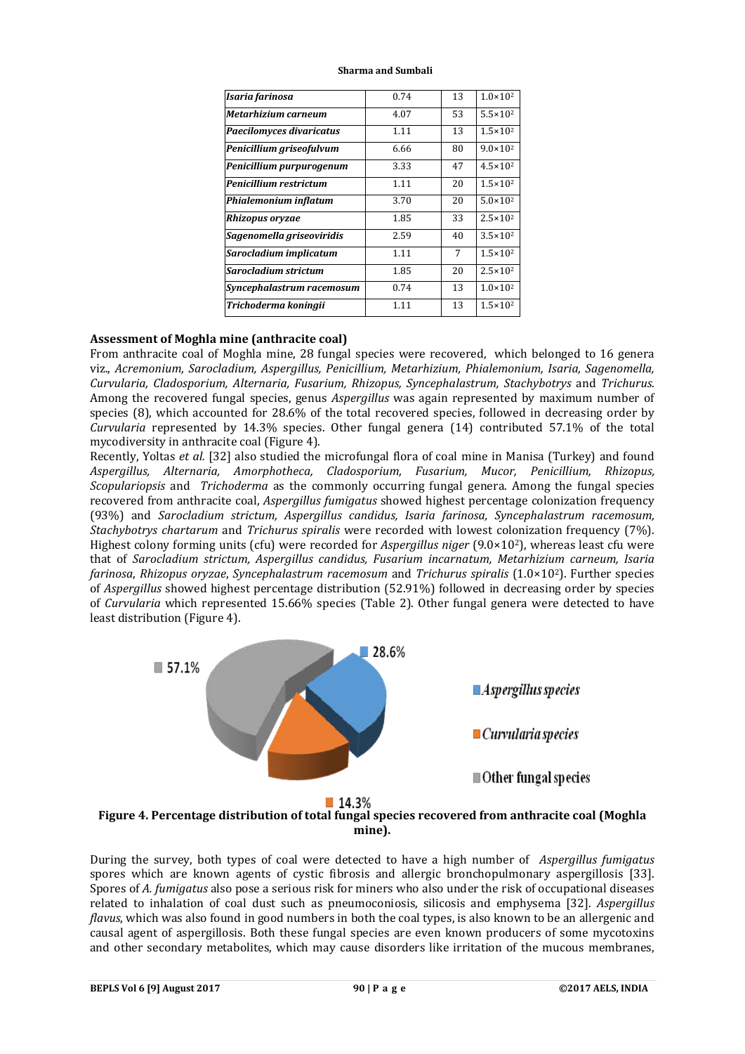| | | | |
|---|---|---|---|
| ***Isaria farinosa*** | 0.74 | 13 | $1.0\times10^2$ |
| ***Metarhizium carneum*** | 4.07 | 53 | $5.5\times10^2$ |
| ***Paecilomyces divaricatus*** | 1.11 | 13 | $1.5\times10^2$ |
| ***Penicillium griseofulvum*** | 6.66 | 80 | $9.0\times10^2$ |
| ***Penicillium purpurogenum*** | 3.33 | 47 | $4.5\times10^2$ |
| ***Penicillium restrictum*** | 1.11 | 20 | $1.5\times10^2$ |
| ***Phialemonium inflatum*** | 3.70 | 20 | $5.0\times10^2$ |
| ***Rhizopus oryzae*** | 1.85 | 33 | $2.5\times10^2$ |
| ***Sagenomella griseoviridis*** | 2.59 | 40 | $3.5\times10^2$ |
| ***Sarocladium implicatum*** | 1.11 | 7 | $1.5\times10^2$ |
| ***Sarocladium strictum*** | 1.85 | 20 | $2.5\times10^2$ |
| ***Syncephalastrum racemosum*** | 0.74 | 13 | $1.0\times10^2$ |
| ***Trichoderma koningii*** | 1.11 | 13 | $1.5\times10^2$ |

**Assessment of Moghla mine (anthracite coal)**

From anthracite coal of Moghla mine, 28 fungal species were recovered, which belonged to 16 genera viz., *Acremonium, Sarocladium, Aspergillus, Penicillium, Metarhizium, Phialemonium, Isaria, Sagenomella, Curvularia, Cladosporium, Alternaria, Fusarium, Rhizopus, Syncephalastrum, Stachybotrys* and *Trichurus*. Among the recovered fungal species, genus *Aspergillus* was again represented by maximum number of species (8), which accounted for 28.6% of the total recovered species, followed in decreasing order by *Curvularia* represented by 14.3% species. Other fungal genera (14) contributed 57.1% of the total mycodiversity in anthracite coal (Figure 4).

Recently, Yoltas *et al.* [32] also studied the microfungal flora of coal mine in Manisa (Turkey) and found *Aspergillus, Alternaria, Amorphotheca, Cladosporium, Fusarium, Mucor, Penicillium, Rhizopus, Scopulariopsis* and *Trichoderma* as the commonly occurring fungal genera. Among the fungal species recovered from anthracite coal, *Aspergillus fumigatus* showed highest percentage colonization frequency (93%) and *Sarocladium strictum, Aspergillus candidus, Isaria farinosa, Syncephalastrum racemosum, Stachybotrys chartarum* and *Trichurus spiralis* were recorded with lowest colonization frequency (7%). Highest colony forming units (cfu) were recorded for *Aspergillus niger* ($9.0\times10^2$), whereas least cfu were that of *Sarocladium strictum, Aspergillus candidus, Fusarium incarnatum, Metarhizium carneum, Isaria farinosa*, *Rhizopus oryzae*, *Syncephalastrum racemosum* and *Trichurus spiralis* ($1.0\times10^2$). Further species of *Aspergillus* showed highest percentage distribution (52.91%) followed in decreasing order by species of *Curvularia* which represented 15.66% species (Table 2). Other fungal genera were detected to have least distribution (Figure 4).

57.1%
28.6%
14.3%
Aspergillus species
Curvularia species
Other fungal species

**Figure 4. Percentage distribution of total fungal species recovered from anthracite coal (Moghla mine).**

During the survey, both types of coal were detected to have a high number of *Aspergillus fumigatus* spores which are known agents of cystic fibrosis and allergic bronchopulmonary aspergillosis [33]. Spores of *A. fumigatus* also pose a serious risk for miners who also under the risk of occupational diseases related to inhalation of coal dust such as pneumoconiosis, silicosis and emphysema [32]. *Aspergillus flavus*, which was also found in good numbers in both the coal types, is also known to be an allergenic and causal agent of aspergillosis. Both these fungal species are even known producers of some mycotoxins and other secondary metabolites, which may cause disorders like irritation of the mucous membranes,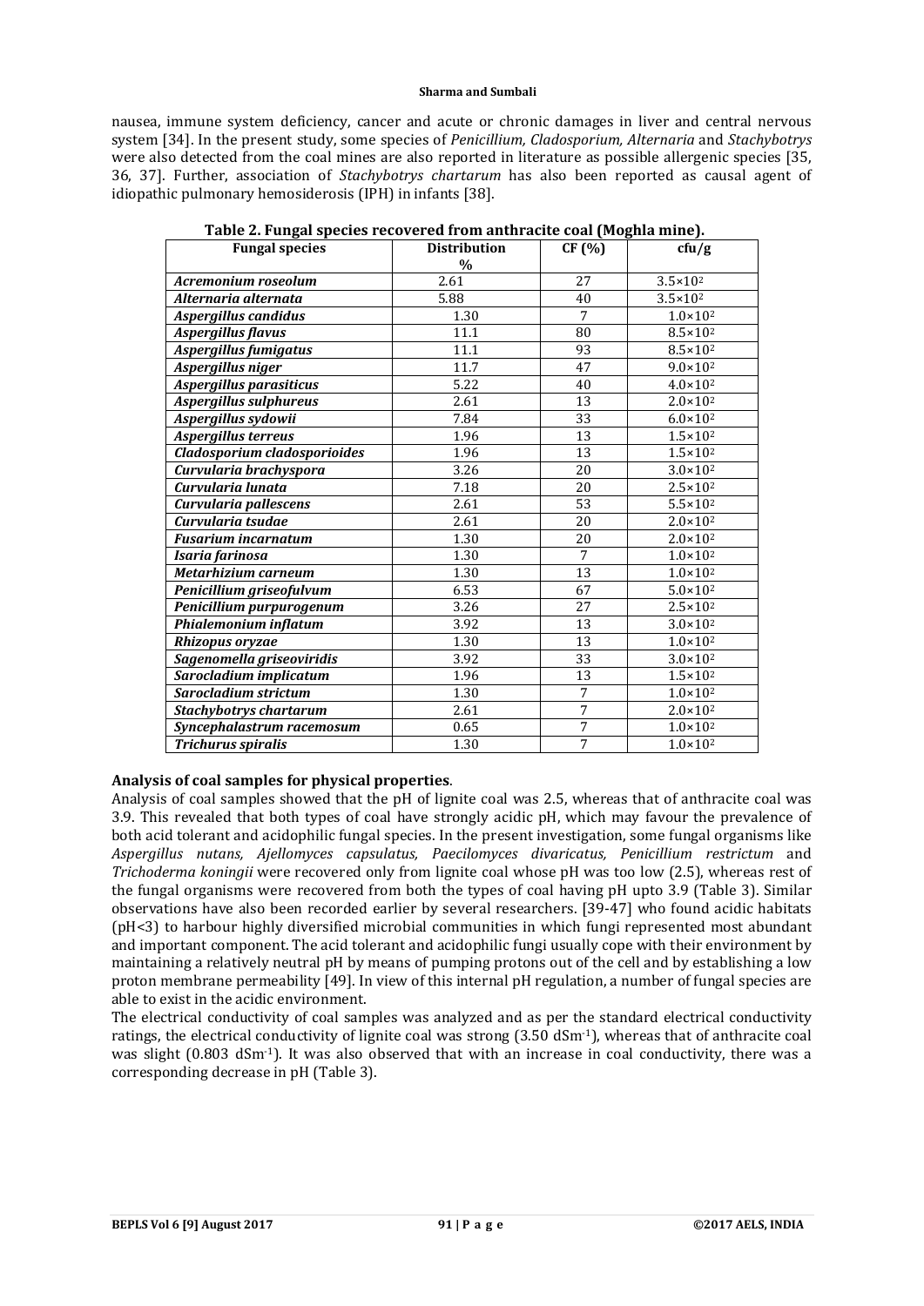nausea, immune system deficiency, cancer and acute or chronic damages in liver and central nervous system [34]. In the present study, some species of *Penicillium, Cladosporium, Alternaria* and *Stachybotrys* were also detected from the coal mines are also reported in literature as possible allergenic species [35, 36, 37]. Further, association of *Stachybotrys chartarum* has also been reported as causal agent of idiopathic pulmonary hemosiderosis (IPH) in infants [38].

**Table 2. Fungal species recovered from anthracite coal (Moghla mine).**

| Fungal species | Distribution % | CF (%) | cfu/g |
|---|---|---|---|
| ***Acremonium roseolum*** | 2.61 | 27 | $3.5\times10^2$ |
| ***Alternaria alternata*** | 5.88 | 40 | $3.5\times10^2$ |
| ***Aspergillus candidus*** | 1.30 | 7 | $1.0\times10^2$ |
| ***Aspergillus flavus*** | 11.1 | 80 | $8.5\times10^2$ |
| ***Aspergillus fumigatus*** | 11.1 | 93 | $8.5\times10^2$ |
| ***Aspergillus niger*** | 11.7 | 47 | $9.0\times10^2$ |
| ***Aspergillus parasiticus*** | 5.22 | 40 | $4.0\times10^2$ |
| ***Aspergillus sulphureus*** | 2.61 | 13 | $2.0\times10^2$ |
| ***Aspergillus sydowii*** | 7.84 | 33 | $6.0\times10^2$ |
| ***Aspergillus terreus*** | 1.96 | 13 | $1.5\times10^2$ |
| ***Cladosporium cladosporioides*** | 1.96 | 13 | $1.5\times10^2$ |
| ***Curvularia brachyspora*** | 3.26 | 20 | $3.0\times10^2$ |
| ***Curvularia lunata*** | 7.18 | 20 | $2.5\times10^2$ |
| ***Curvularia pallescens*** | 2.61 | 53 | $5.5\times10^2$ |
| ***Curvularia tsudae*** | 2.61 | 20 | $2.0\times10^2$ |
| ***Fusarium incarnatum*** | 1.30 | 20 | $2.0\times10^2$ |
| ***Isaria farinosa*** | 1.30 | 7 | $1.0\times10^2$ |
| ***Metarhizium carneum*** | 1.30 | 13 | $1.0\times10^2$ |
| ***Penicillium griseofulvum*** | 6.53 | 67 | $5.0\times10^2$ |
| ***Penicillium purpurogenum*** | 3.26 | 27 | $2.5\times10^2$ |
| ***Phialemonium inflatum*** | 3.92 | 13 | $3.0\times10^2$ |
| ***Rhizopus oryzae*** | 1.30 | 13 | $1.0\times10^2$ |
| ***Sagenomella griseoviridis*** | 3.92 | 33 | $3.0\times10^2$ |
| ***Sarocladium implicatum*** | 1.96 | 13 | $1.5\times10^2$ |
| ***Sarocladium strictum*** | 1.30 | 7 | $1.0\times10^2$ |
| ***Stachybotrys chartarum*** | 2.61 | 7 | $2.0\times10^2$ |
| ***Syncephalastrum racemosum*** | 0.65 | 7 | $1.0\times10^2$ |
| ***Trichurus spiralis*** | 1.30 | 7 | $1.0\times10^2$ |

**Analysis of coal samples for physical properties**.

Analysis of coal samples showed that the pH of lignite coal was 2.5, whereas that of anthracite coal was 3.9. This revealed that both types of coal have strongly acidic pH, which may favour the prevalence of both acid tolerant and acidophilic fungal species. In the present investigation, some fungal organisms like *Aspergillus nutans, Ajellomyces capsulatus, Paecilomyces divaricatus, Penicillium restrictum* and *Trichoderma koningii* were recovered only from lignite coal whose pH was too low (2.5), whereas rest of the fungal organisms were recovered from both the types of coal having pH upto 3.9 (Table 3). Similar observations have also been recorded earlier by several researchers. [39-47] who found acidic habitats (pH<3) to harbour highly diversified microbial communities in which fungi represented most abundant and important component. The acid tolerant and acidophilic fungi usually cope with their environment by maintaining a relatively neutral pH by means of pumping protons out of the cell and by establishing a low proton membrane permeability [49]. In view of this internal pH regulation, a number of fungal species are able to exist in the acidic environment.

The electrical conductivity of coal samples was analyzed and as per the standard electrical conductivity ratings, the electrical conductivity of lignite coal was strong (3.50 $dSm^{-1}$), whereas that of anthracite coal was slight (0.803 $dSm^{-1}$). It was also observed that with an increase in coal conductivity, there was a corresponding decrease in pH (Table 3).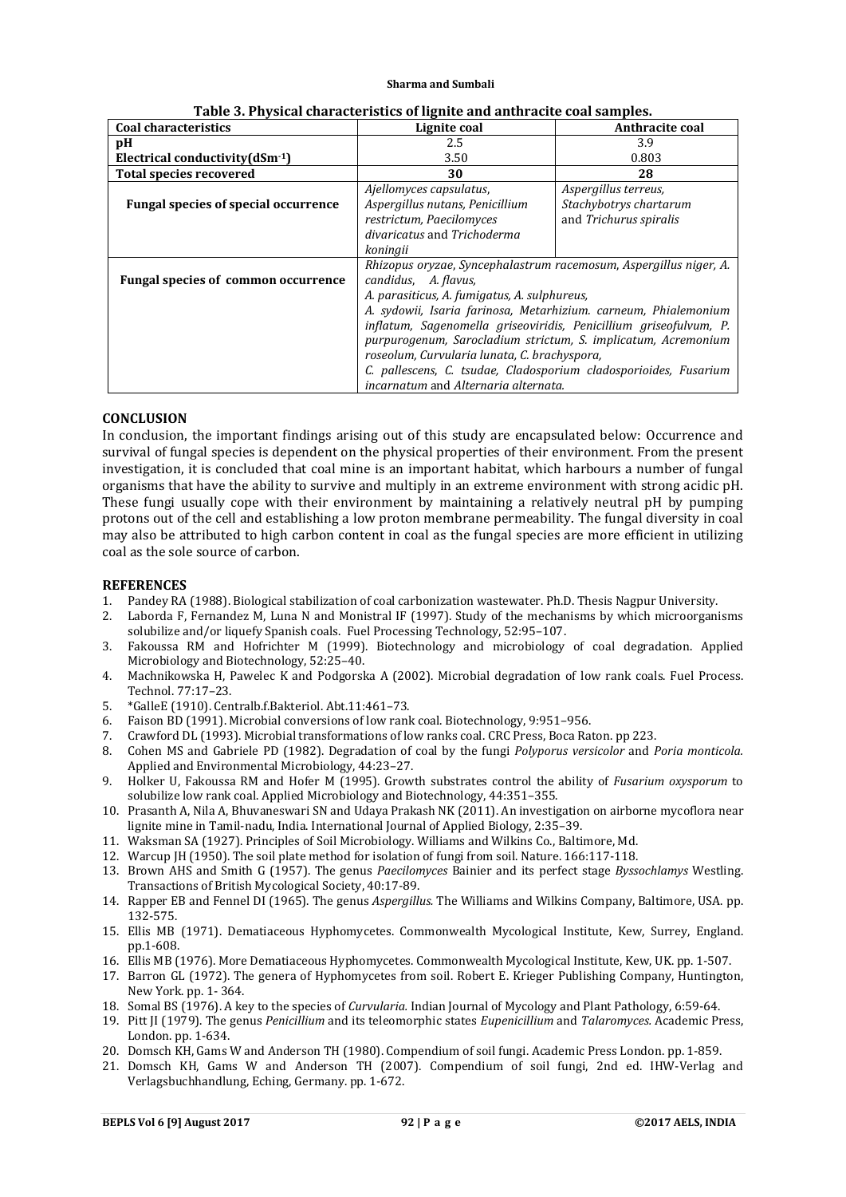**Table 3. Physical characteristics of lignite and anthracite coal samples.**

| Coal characteristics | Lignite coal | Anthracite coal |
|---|---|---|
| **pH** | 2.5 | 3.9 |
| **Electrical conductivity(dSm$^{-1}$)** | 3.50 | 0.803 |
| **Total species recovered** | **30** | **28** |
| **Fungal species of special occurrence** | *Ajellomyces capsulatus*, *Aspergillus nutans, Penicillium restrictum, Paecilomyces divaricatus* and *Trichoderma koningii* | *Aspergillus terreus, Stachybotrys chartarum* and *Trichurus spiralis* |
| **Fungal species of common occurrence** | *Rhizopus oryzae, Syncephalastrum racemosum, Aspergillus niger, A. candidus, A. flavus, A. parasiticus, A. fumigatus, A. sulphureus, A. sydowii, Isaria farinosa, Metarhizium. carneum, Phialemonium inflatum, Sagenomella griseoviridis, Penicillium griseofulvum, P. purpurogenum, Sarocladium strictum, S. implicatum, Acremonium roseolum, Curvularia lunata, C. brachyspora, C. pallescens, C. tsudae, Cladosporium cladosporioides, Fusarium incarnatum* and *Alternaria alternata.* | |

## CONCLUSION

In conclusion, the important findings arising out of this study are encapsulated below: Occurrence and survival of fungal species is dependent on the physical properties of their environment. From the present investigation, it is concluded that coal mine is an important habitat, which harbours a number of fungal organisms that have the ability to survive and multiply in an extreme environment with strong acidic pH. These fungi usually cope with their environment by maintaining a relatively neutral pH by pumping protons out of the cell and establishing a low proton membrane permeability. The fungal diversity in coal may also be attributed to high carbon content in coal as the fungal species are more efficient in utilizing coal as the sole source of carbon.

## REFERENCES

1. Pandey RA (1988). Biological stabilization of coal carbonization wastewater. Ph.D. Thesis Nagpur University.
2. Laborda F, Fernandez M, Luna N and Monistral IF (1997). Study of the mechanisms by which microorganisms solubilize and/or liquefy Spanish coals. Fuel Processing Technology, 52:95–107.
3. Fakoussa RM and Hofrichter M (1999). Biotechnology and microbiology of coal degradation. Applied Microbiology and Biotechnology, 52:25–40.
4. Machnikowska H, Pawelec K and Podgorska A (2002). Microbial degradation of low rank coals. Fuel Process. Technol. 77:17–23.
5. *GalleE (1910). Centralb.f.Bakteriol. Abt.11:461–73.
6. Faison BD (1991). Microbial conversions of low rank coal. Biotechnology, 9:951–956.
7. Crawford DL (1993). Microbial transformations of low ranks coal. CRC Press, Boca Raton. pp 223.
8. Cohen MS and Gabriele PD (1982). Degradation of coal by the fungi *Polyporus versicolor* and *Poria monticola.* Applied and Environmental Microbiology, 44:23–27.
9. Holker U, Fakoussa RM and Hofer M (1995). Growth substrates control the ability of *Fusarium oxysporum* to solubilize low rank coal. Applied Microbiology and Biotechnology, 44:351–355.
10. Prasanth A, Nila A, Bhuvaneswari SN and Udaya Prakash NK (2011). An investigation on airborne mycoflora near lignite mine in Tamil-nadu, India. International Journal of Applied Biology, 2:35–39.
11. Waksman SA (1927). Principles of Soil Microbiology. Williams and Wilkins Co., Baltimore, Md.
12. Warcup JH (1950). The soil plate method for isolation of fungi from soil. Nature. 166:117-118.
13. Brown AHS and Smith G (1957). The genus *Paecilomyces* Bainier and its perfect stage *Byssochlamys* Westling. Transactions of British Mycological Society, 40:17-89.
14. Rapper EB and Fennel DI (1965). The genus *Aspergillus.* The Williams and Wilkins Company, Baltimore, USA. pp. 132-575.
15. Ellis MB (1971). Dematiaceous Hyphomycetes. Commonwealth Mycological Institute, Kew, Surrey, England. pp.1-608.
16. Ellis MB (1976). More Dematiaceous Hyphomycetes. Commonwealth Mycological Institute, Kew, UK. pp. 1-507.
17. Barron GL (1972). The genera of Hyphomycetes from soil. Robert E. Krieger Publishing Company, Huntington, New York. pp. 1- 364.
18. Somal BS (1976). A key to the species of *Curvularia.* Indian Journal of Mycology and Plant Pathology, 6:59-64.
19. Pitt JI (1979). The genus *Penicillium* and its teleomorphic states *Eupenicillium* and *Talaromyces.* Academic Press, London. pp. 1-634.
20. Domsch KH, Gams W and Anderson TH (1980). Compendium of soil fungi. Academic Press London. pp. 1-859.
21. Domsch KH, Gams W and Anderson TH (2007). Compendium of soil fungi, 2nd ed. IHW-Verlag and Verlagsbuchhandlung, Eching, Germany. pp. 1-672.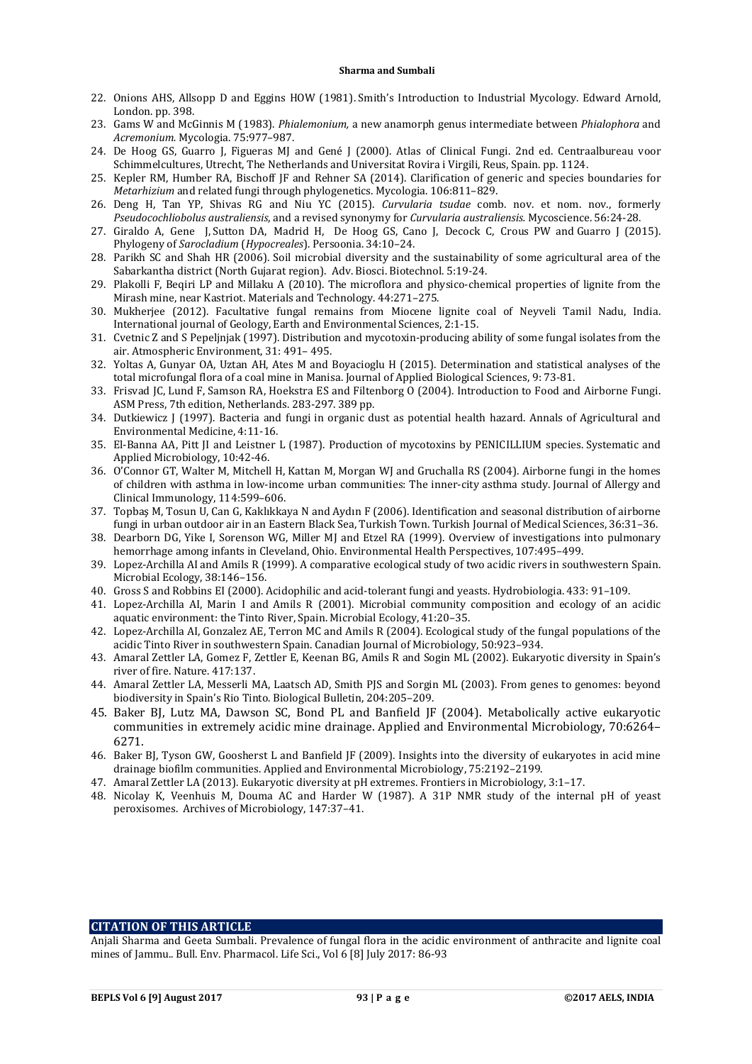22. Onions AHS, Allsopp D and Eggins HOW (1981). Smith's Introduction to Industrial Mycology. Edward Arnold, London. pp. 398.
23. Gams W and McGinnis M (1983). *Phialemonium,* a new anamorph genus intermediate between *Phialophora* and *Acremonium.* Mycologia. 75:977–987.
24. De Hoog GS, Guarro J, Figueras MJ and Gené J (2000). Atlas of Clinical Fungi. 2nd ed. Centraalbureau voor Schimmelcultures, Utrecht, The Netherlands and Universitat Rovira i Virgili, Reus, Spain. pp. 1124.
25. Kepler RM, Humber RA, Bischoff JF and Rehner SA (2014). Clarification of generic and species boundaries for *Metarhizium* and related fungi through phylogenetics. Mycologia. 106:811–829.
26. Deng H, Tan YP, Shivas RG and Niu YC (2015). *Curvularia tsudae* comb. nov. et nom. nov., formerly *Pseudocochliobolus australiensis*, and a revised synonymy for *Curvularia australiensis.* Mycoscience. 56:24-28.
27. Giraldo A, Gene J, Sutton DA, Madrid H, De Hoog GS, Cano J, Decock C, Crous PW and Guarro J (2015). Phylogeny of *Sarocladium* (*Hypocreales*). Persoonia. 34:10–24.
28. Parikh SC and Shah HR (2006). Soil microbial diversity and the sustainability of some agricultural area of the Sabarkantha district (North Gujarat region). Adv. Biosci. Biotechnol. 5:19-24.
29. Plakolli F, Beqiri LP and Millaku A (2010). The microflora and physico-chemical properties of lignite from the Mirash mine, near Kastriot. Materials and Technology. 44:271–275.
30. Mukherjee (2012). Facultative fungal remains from Miocene lignite coal of Neyveli Tamil Nadu, India. International journal of Geology, Earth and Environmental Sciences, 2:1-15.
31. Cvetnic Z and S Pepeljnjak (1997). Distribution and mycotoxin-producing ability of some fungal isolates from the air. Atmospheric Environment, 31: 491– 495.
32. Yoltas A, Gunyar OA, Uztan AH, Ates M and Boyacioglu H (2015). Determination and statistical analyses of the total microfungal flora of a coal mine in Manisa. Journal of Applied Biological Sciences, 9: 73-81.
33. Frisvad JC, Lund F, Samson RA, Hoekstra ES and Filtenborg O (2004). Introduction to Food and Airborne Fungi. ASM Press, 7th edition, Netherlands. 283-297. 389 pp.
34. Dutkiewicz J (1997). Bacteria and fungi in organic dust as potential health hazard. Annals of Agricultural and Environmental Medicine, 4:11-16.
35. El-Banna AA, Pitt JI and Leistner L (1987). Production of mycotoxins by PENICILLIUM species. Systematic and Applied Microbiology, 10:42-46.
36. O'Connor GT, Walter M, Mitchell H, Kattan M, Morgan WJ and Gruchalla RS (2004). Airborne fungi in the homes of children with asthma in low-income urban communities: The inner-city asthma study. Journal of Allergy and Clinical Immunology, 114:599–606.
37. Topbaş M, Tosun U, Can G, Kaklıkkaya N and Aydın F (2006). Identification and seasonal distribution of airborne fungi in urban outdoor air in an Eastern Black Sea, Turkish Town. Turkish Journal of Medical Sciences, 36:31–36.
38. Dearborn DG, Yike I, Sorenson WG, Miller MJ and Etzel RA (1999). Overview of investigations into pulmonary hemorrhage among infants in Cleveland, Ohio. Environmental Health Perspectives, 107:495–499.
39. Lopez-Archilla AI and Amils R (1999). A comparative ecological study of two acidic rivers in southwestern Spain. Microbial Ecology, 38:146–156.
40. Gross S and Robbins EI (2000). Acidophilic and acid-tolerant fungi and yeasts. Hydrobiologia. 433: 91–109.
41. Lopez-Archilla AI, Marin I and Amils R (2001). Microbial community composition and ecology of an acidic aquatic environment: the Tinto River, Spain. Microbial Ecology, 41:20–35.
42. Lopez-Archilla AI, Gonzalez AE, Terron MC and Amils R (2004). Ecological study of the fungal populations of the acidic Tinto River in southwestern Spain. Canadian Journal of Microbiology, 50:923–934.
43. Amaral Zettler LA, Gomez F, Zettler E, Keenan BG, Amils R and Sogin ML (2002). Eukaryotic diversity in Spain's river of fire. Nature. 417:137.
44. Amaral Zettler LA, Messerli MA, Laatsch AD, Smith PJS and Sorgin ML (2003). From genes to genomes: beyond biodiversity in Spain's Rio Tinto. Biological Bulletin, 204:205–209.
45. Baker BJ, Lutz MA, Dawson SC, Bond PL and Banfield JF (2004). Metabolically active eukaryotic communities in extremely acidic mine drainage. Applied and Environmental Microbiology, 70:6264–6271.
46. Baker BJ, Tyson GW, Goosherst L and Banfield JF (2009). Insights into the diversity of eukaryotes in acid mine drainage biofilm communities. Applied and Environmental Microbiology, 75:2192–2199.
47. Amaral Zettler LA (2013). Eukaryotic diversity at pH extremes. Frontiers in Microbiology, 3:1–17.
48. Nicolay K, Veenhuis M, Douma AC and Harder W (1987). A 31P NMR study of the internal pH of yeast peroxisomes. Archives of Microbiology, 147:37–41.

**CITATION OF THIS ARTICLE**

Anjali Sharma and Geeta Sumbali. Prevalence of fungal flora in the acidic environment of anthracite and lignite coal mines of Jammu.. Bull. Env. Pharmacol. Life Sci., Vol 6 [8] July 2017: 86-93